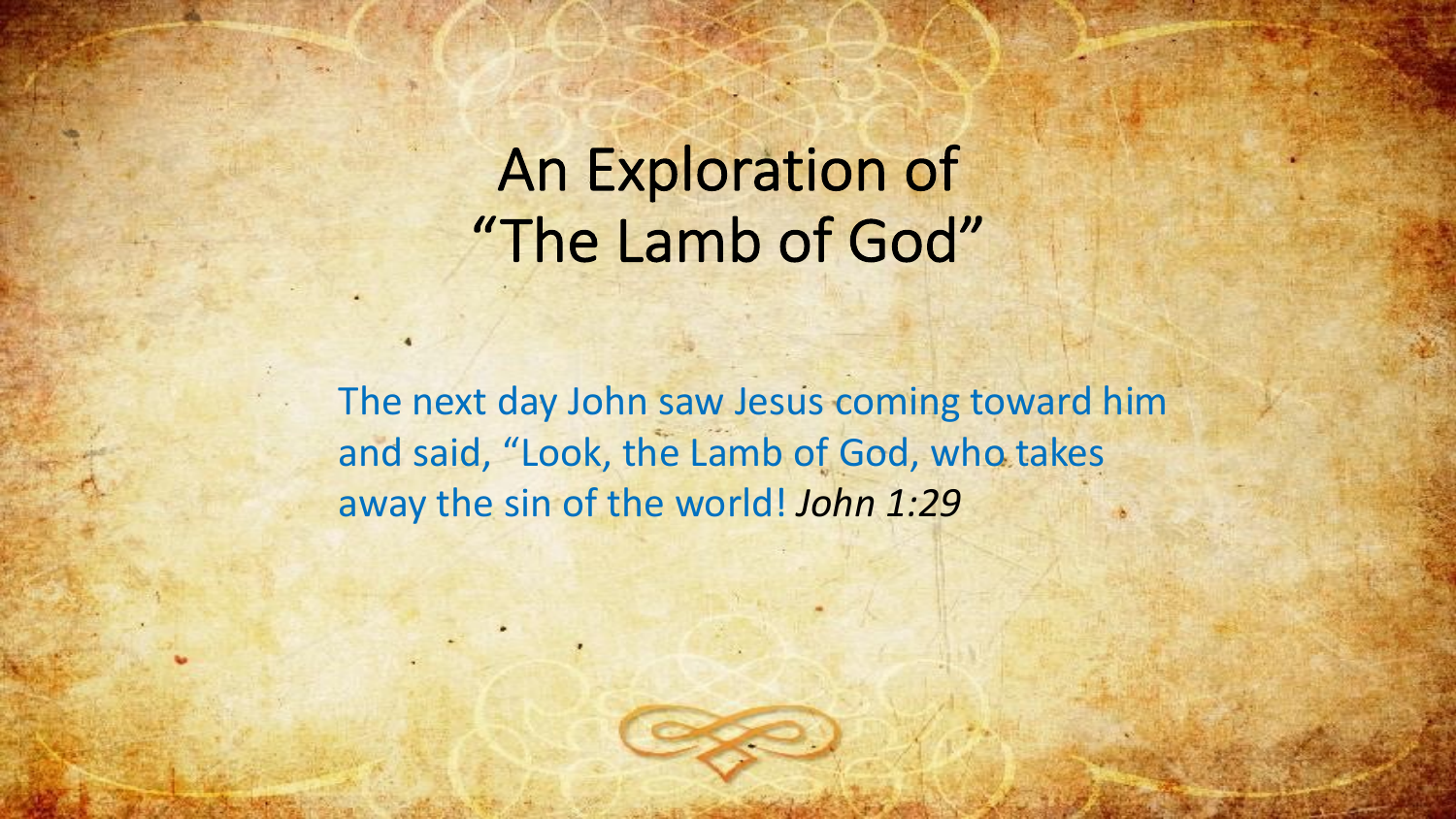# An Exploration of "The Lamb of God"

The next day John saw Jesus coming toward him and said, "Look, the Lamb of God, who takes away the sin of the world! *John 1:29*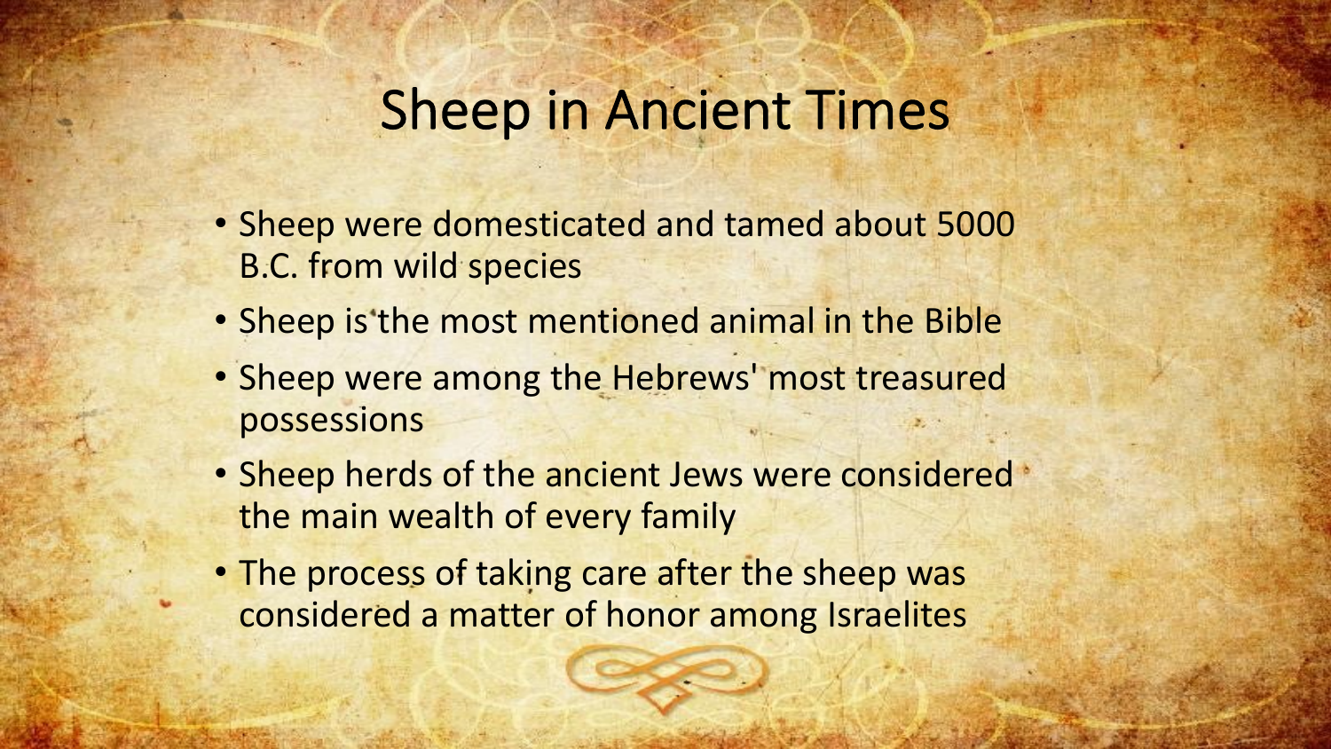# Sheep in Ancient Times

- Sheep were domesticated and tamed about 5000 B.C. from wild species
- Sheep is the most mentioned animal in the Bible
- Sheep were among the Hebrews' most treasured possessions
- Sheep herds of the ancient Jews were considered the main wealth of every family
- The process of taking care after the sheep was considered a matter of honor among Israelites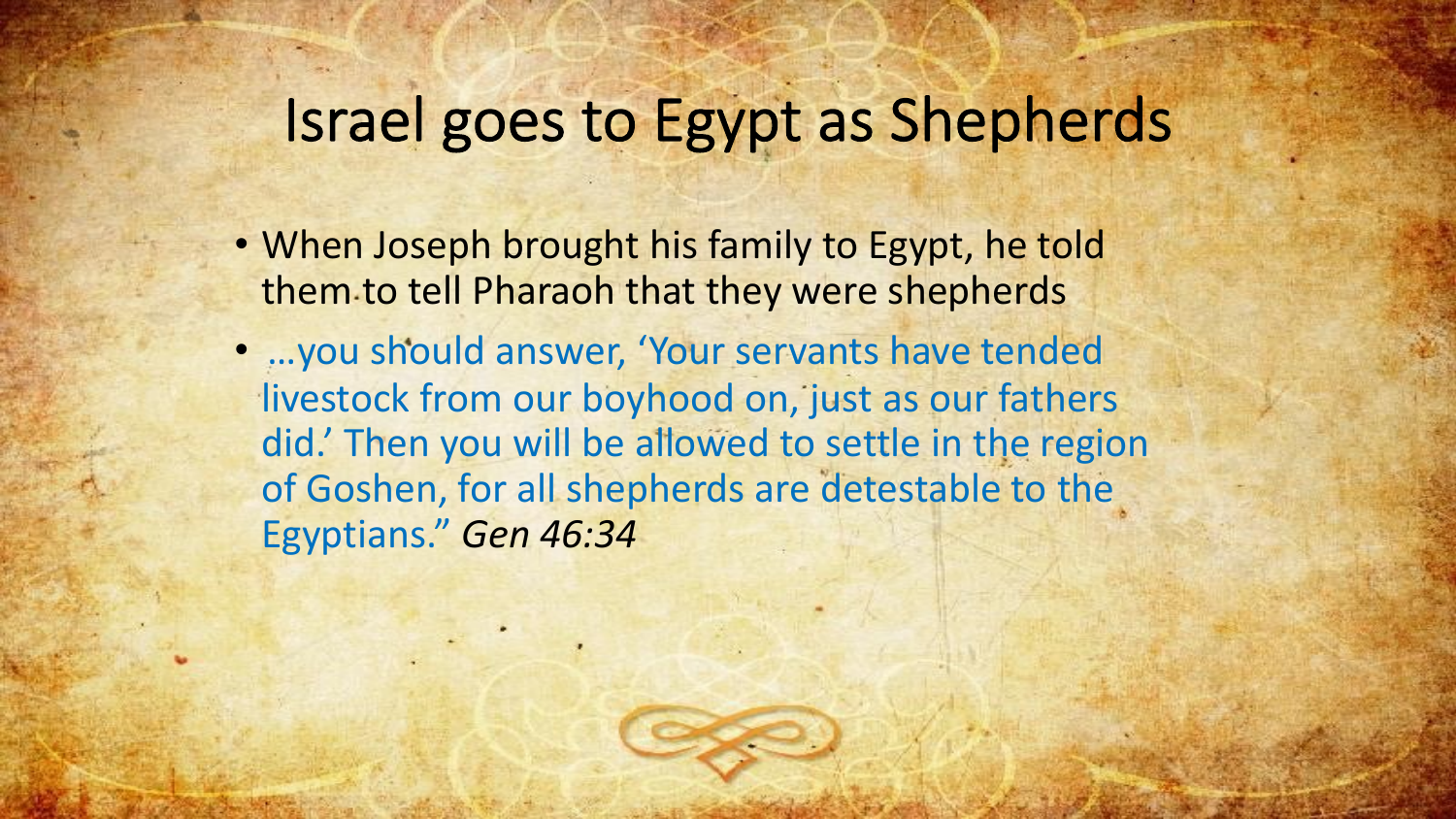# Israel goes to Egypt as Shepherds

- When Joseph brought his family to Egypt, he told them to tell Pharaoh that they were shepherds
- …you should answer, 'Your servants have tended livestock from our boyhood on, just as our fathers did.' Then you will be allowed to settle in the region of Goshen, for all shepherds are detestable to the Egyptians." *Gen 46:34*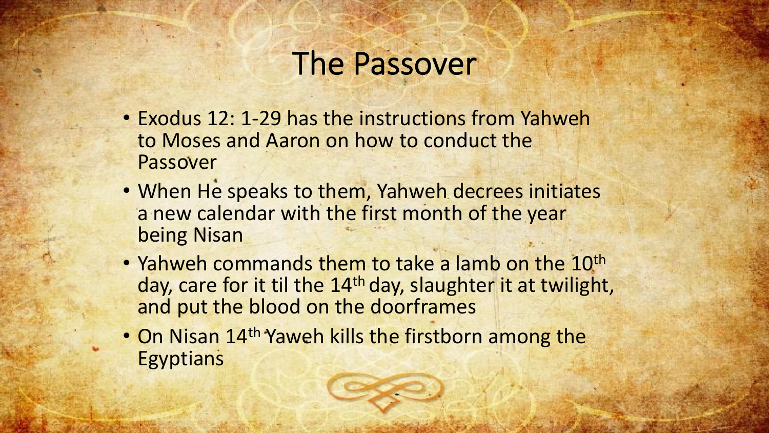# The Passover

- Exodus 12: 1-29 has the instructions from Yahweh to Moses and Aaron on how to conduct the Passover
- When He speaks to them, Yahweh decrees initiates a new calendar with the first month of the year being Nisan
- Yahweh commands them to take a lamb on the 10th day, care for it til the 14th day, slaughter it at twilight, and put the blood on the doorframes
- On Nisan 14th Yaweh kills the firstborn among the Egyptians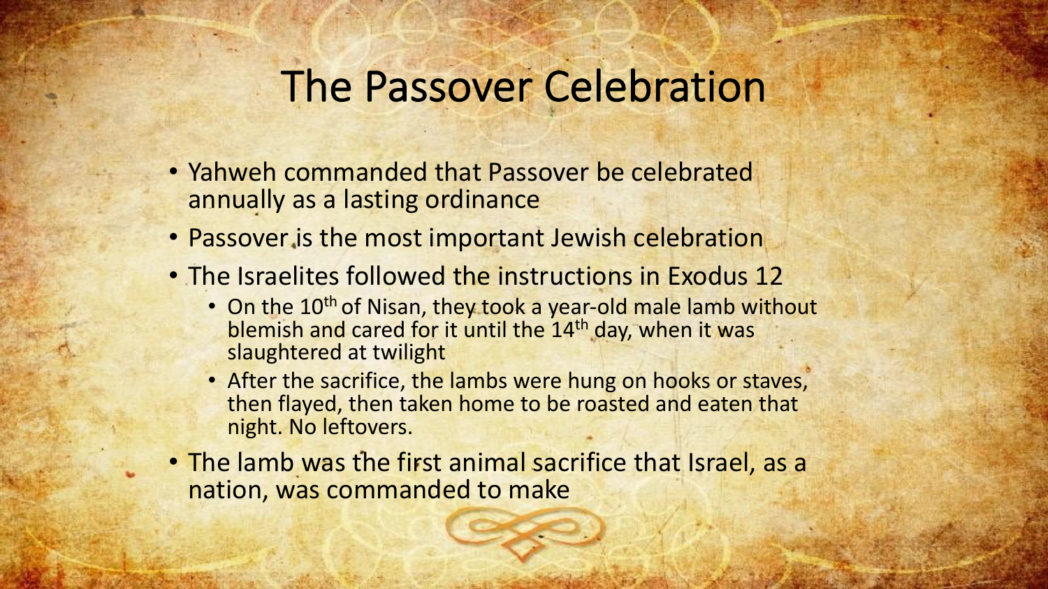# The Passover Celebration

- Yahweh commanded that Passover be celebrated annually as a lasting ordinance
- Passover is the most important Jewish celebration
- The Israelites followed the instructions in Exodus 12
  - On the 10th of Nisan, they took a year-old male lamb without blemish and cared for it until the 14th day, when it was slaughtered at twilight
  - After the sacrifice, the lambs were hung on hooks or staves, then flayed, then taken home to be roasted and eaten that night. No leftovers.
- The lamb was the first animal sacrifice that Israel, as a nation, was commanded to make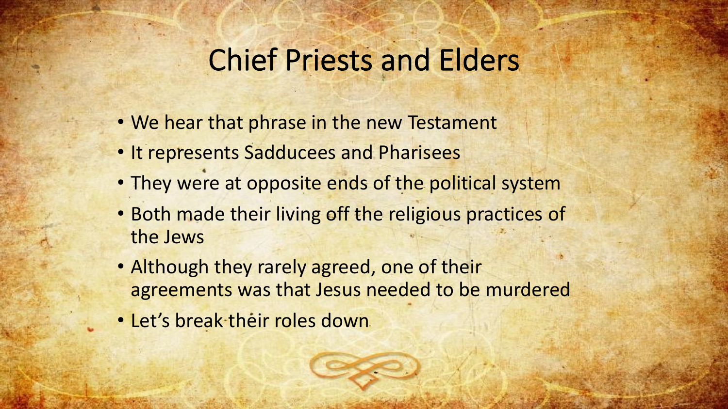# Chief Priests and Elders

- We hear that phrase in the new Testament
- It represents Sadducees and Pharisees
- They were at opposite ends of the political system
- Both made their living off the religious practices of the Jews
- Although they rarely agreed, one of their agreements was that Jesus needed to be murdered
- Let's break their roles down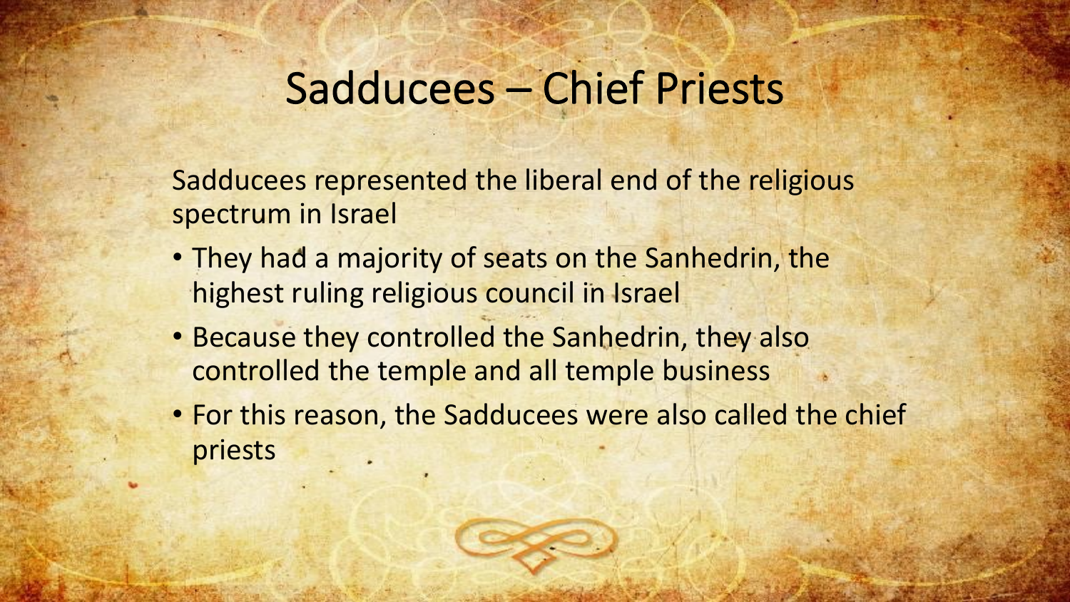# Sadducees – Chief Priests

Sadducees represented the liberal end of the religious spectrum in Israel

- They had a majority of seats on the Sanhedrin, the highest ruling religious council in Israel
- Because they controlled the Sanhedrin, they also controlled the temple and all temple business
- For this reason, the Sadducees were also called the chief priests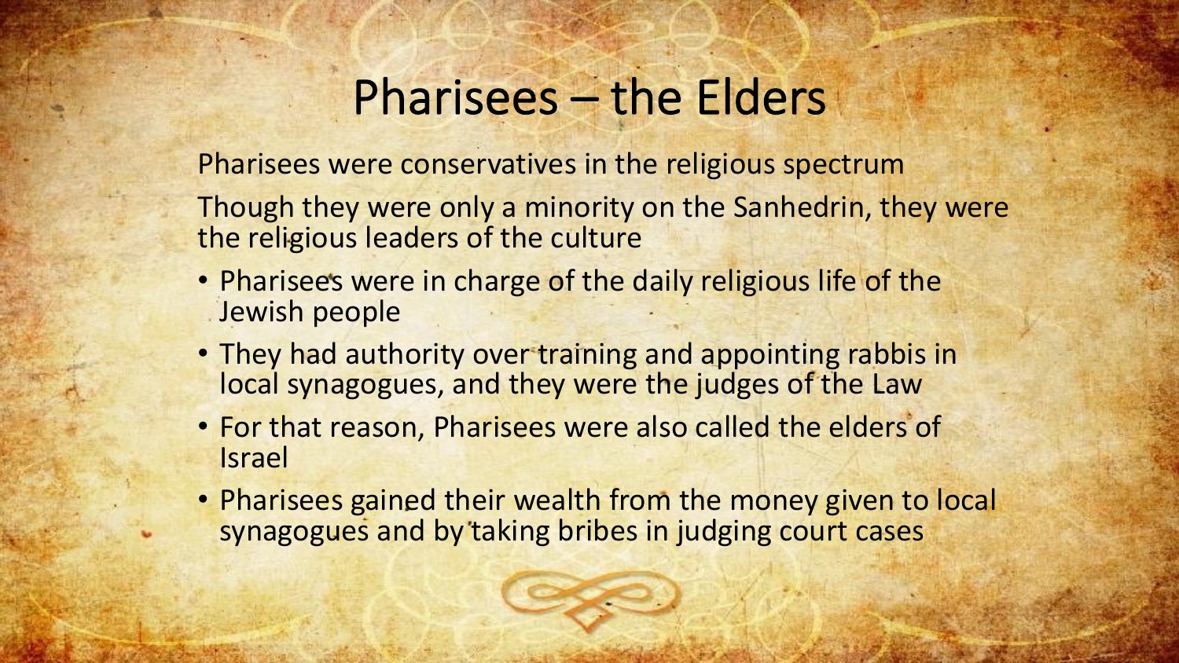# Pharisees – the Elders

Pharisees were conservatives in the religious spectrum

Though they were only a minority on the Sanhedrin, they were the religious leaders of the culture

- Pharisees were in charge of the daily religious life of the Jewish people
- They had authority over training and appointing rabbis in local synagogues, and they were the judges of the Law
- For that reason, Pharisees were also called the elders of Israel
- Pharisees gained their wealth from the money given to local synagogues and by taking bribes in judging court cases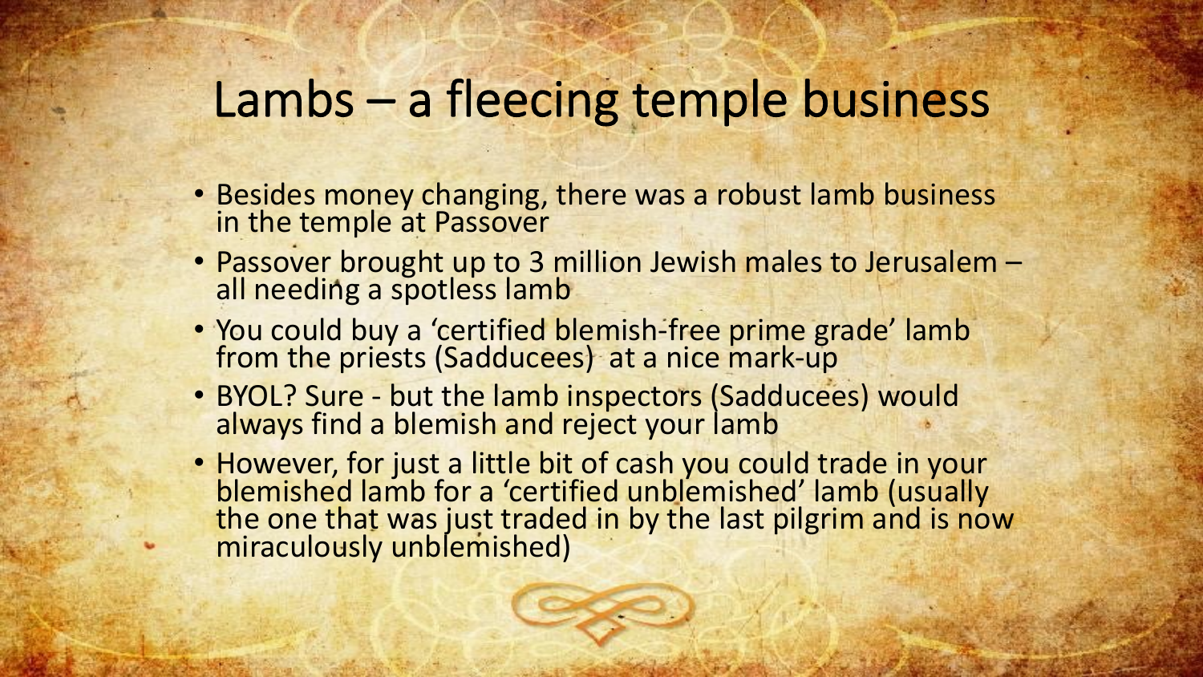# Lambs – a fleecing temple business

- Besides money changing, there was a robust lamb business in the temple at Passover
- Passover brought up to 3 million Jewish males to Jerusalem – all needing a spotless lamb
- You could buy a 'certified blemish-free prime grade' lamb from the priests (Sadducees) at a nice mark-up
- BYOL? Sure - but the lamb inspectors (Sadducees) would always find a blemish and reject your lamb
- However, for just a little bit of cash you could trade in your blemished lamb for a 'certified unblemished' lamb (usually the one that was just traded in by the last pilgrim and is now miraculously unblemished)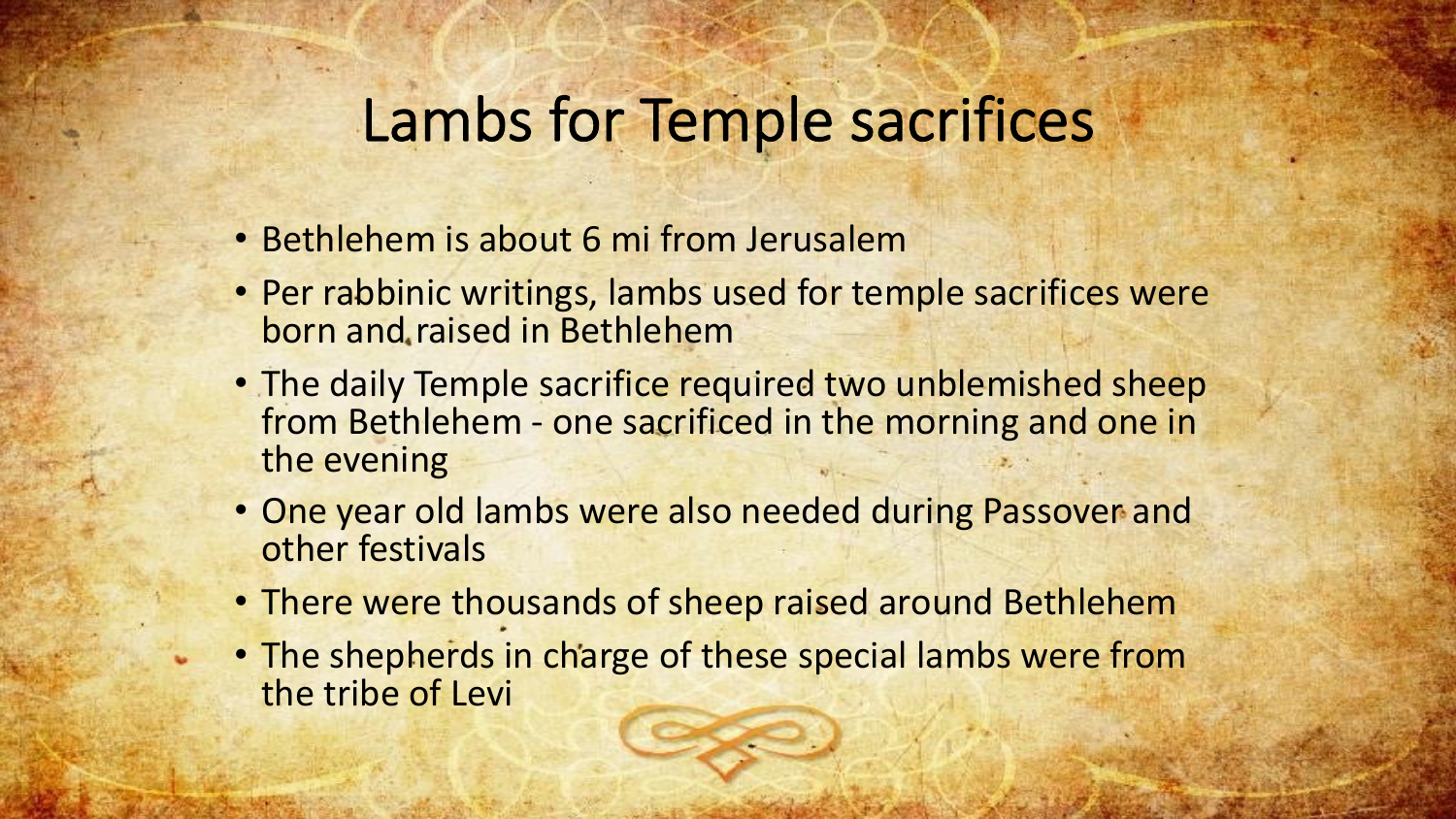# Lambs for Temple sacrifices

- Bethlehem is about 6 mi from Jerusalem
- Per rabbinic writings, lambs used for temple sacrifices were born and raised in Bethlehem
- The daily Temple sacrifice required two unblemished sheep from Bethlehem - one sacrificed in the morning and one in the evening
- One year old lambs were also needed during Passover and other festivals
- There were thousands of sheep raised around Bethlehem
- The shepherds in charge of these special lambs were from the tribe of Levi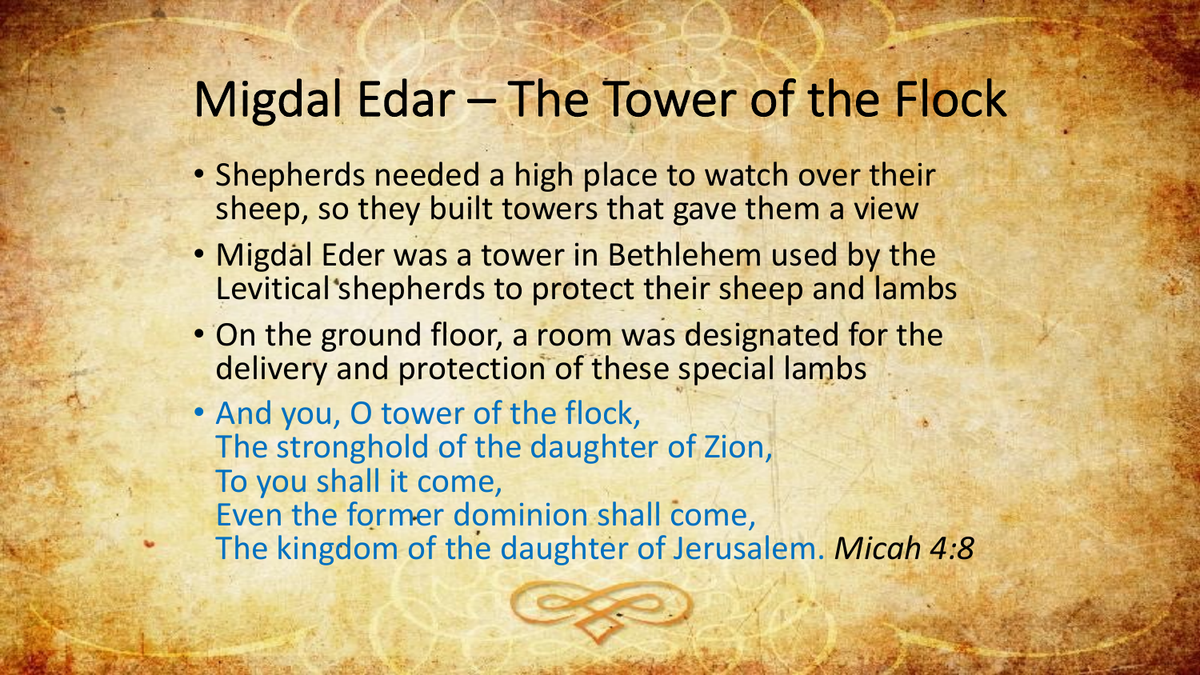# Migdal Edar – The Tower of the Flock

- Shepherds needed a high place to watch over their sheep, so they built towers that gave them a view
- Migdal Eder was a tower in Bethlehem used by the Levitical shepherds to protect their sheep and lambs
- On the ground floor, a room was designated for the delivery and protection of these special lambs
- And you, O tower of the flock,
  The stronghold of the daughter of Zion,
  To you shall it come,
  Even the former dominion shall come,
  The kingdom of the daughter of Jerusalem. *Micah 4:8*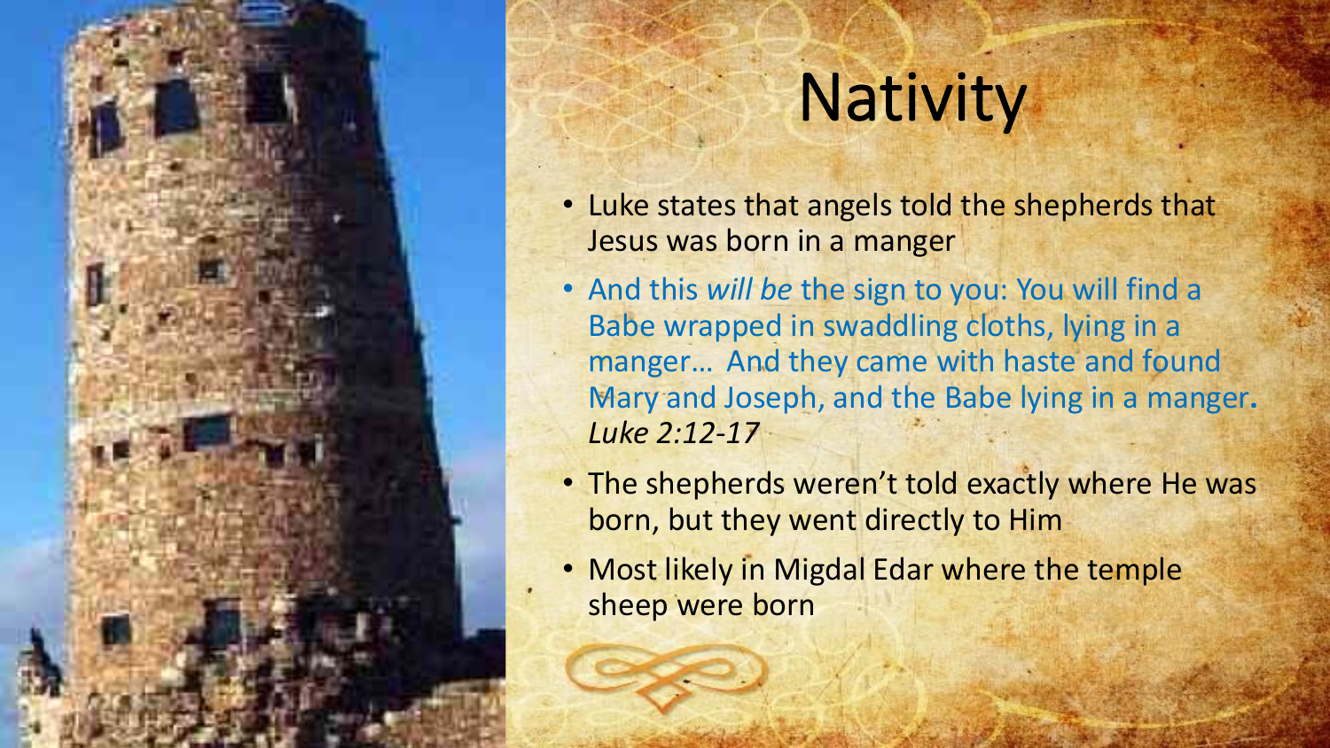# Nativity

- Luke states that angels told the shepherds that Jesus was born in a manger
- And this *will be* the sign to you: You will find a Babe wrapped in swaddling cloths, lying in a manger… And they came with haste and found Mary and Joseph, and the Babe lying in a manger. *Luke 2:12-17*
- The shepherds weren't told exactly where He was born, but they went directly to Him
- Most likely in Migdal Edar where the temple sheep were born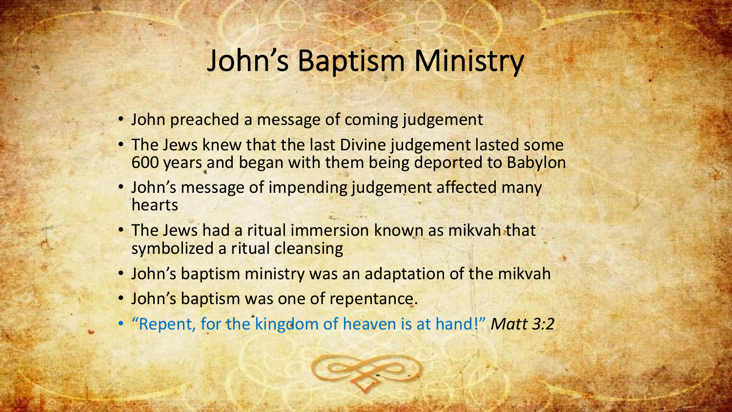# John's Baptism Ministry

- John preached a message of coming judgement
- The Jews knew that the last Divine judgement lasted some 600 years and began with them being deported to Babylon
- John's message of impending judgement affected many hearts
- The Jews had a ritual immersion known as mikvah that symbolized a ritual cleansing
- John's baptism ministry was an adaptation of the mikvah
- John's baptism was one of repentance.
- "Repent, for the kingdom of heaven is at hand!" *Matt 3:2*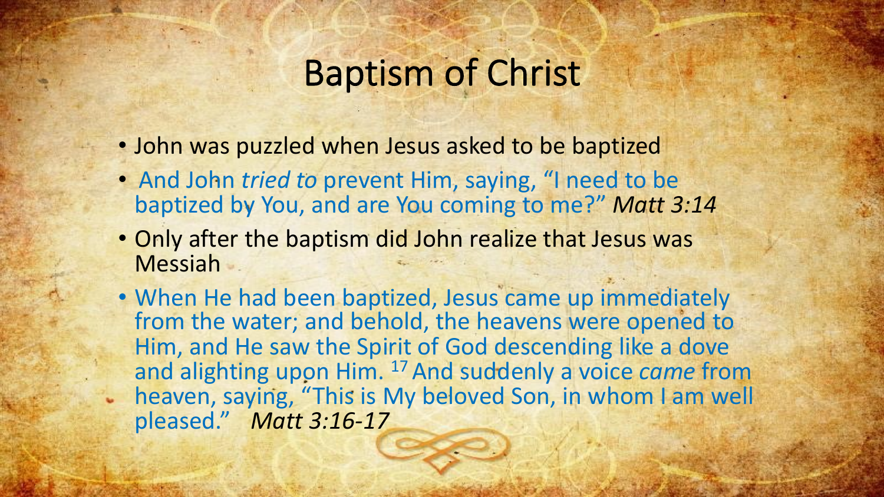# Baptism of Christ

- John was puzzled when Jesus asked to be baptized
- And John *tried to* prevent Him, saying, "I need to be baptized by You, and are You coming to me?" *Matt 3:14*
- Only after the baptism did John realize that Jesus was Messiah
- When He had been baptized, Jesus came up immediately from the water; and behold, the heavens were opened to Him, and He saw the Spirit of God descending like a dove and alighting upon Him. [17] And suddenly a voice *came* from heaven, saying, "This is My beloved Son, in whom I am well pleased." *Matt 3:16-17*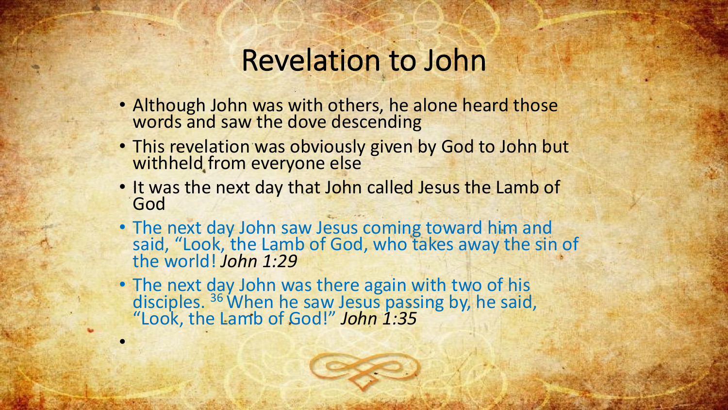# Revelation to John

- Although John was with others, he alone heard those words and saw the dove descending
- This revelation was obviously given by God to John but withheld from everyone else
- It was the next day that John called Jesus the Lamb of God
- The next day John saw Jesus coming toward him and said, "Look, the Lamb of God, who takes away the sin of the world! *John 1:29*
- The next day John was there again with two of his disciples. [36] When he saw Jesus passing by, he said, "Look, the Lamb of God!" *John 1:35*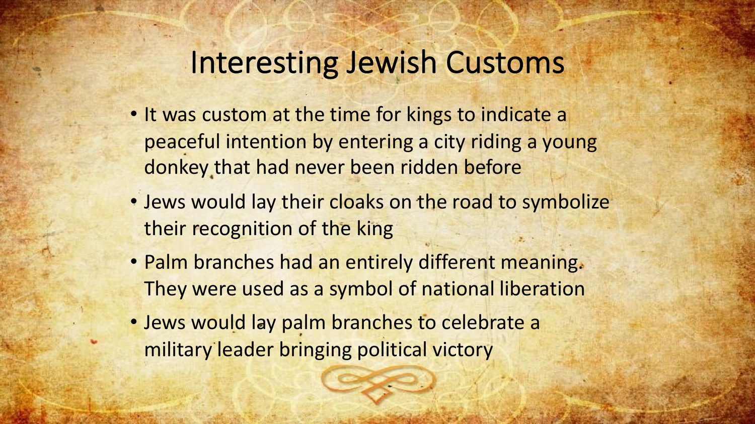# Interesting Jewish Customs

- It was custom at the time for kings to indicate a peaceful intention by entering a city riding a young donkey that had never been ridden before
- Jews would lay their cloaks on the road to symbolize their recognition of the king
- Palm branches had an entirely different meaning. They were used as a symbol of national liberation
- Jews would lay palm branches to celebrate a military leader bringing political victory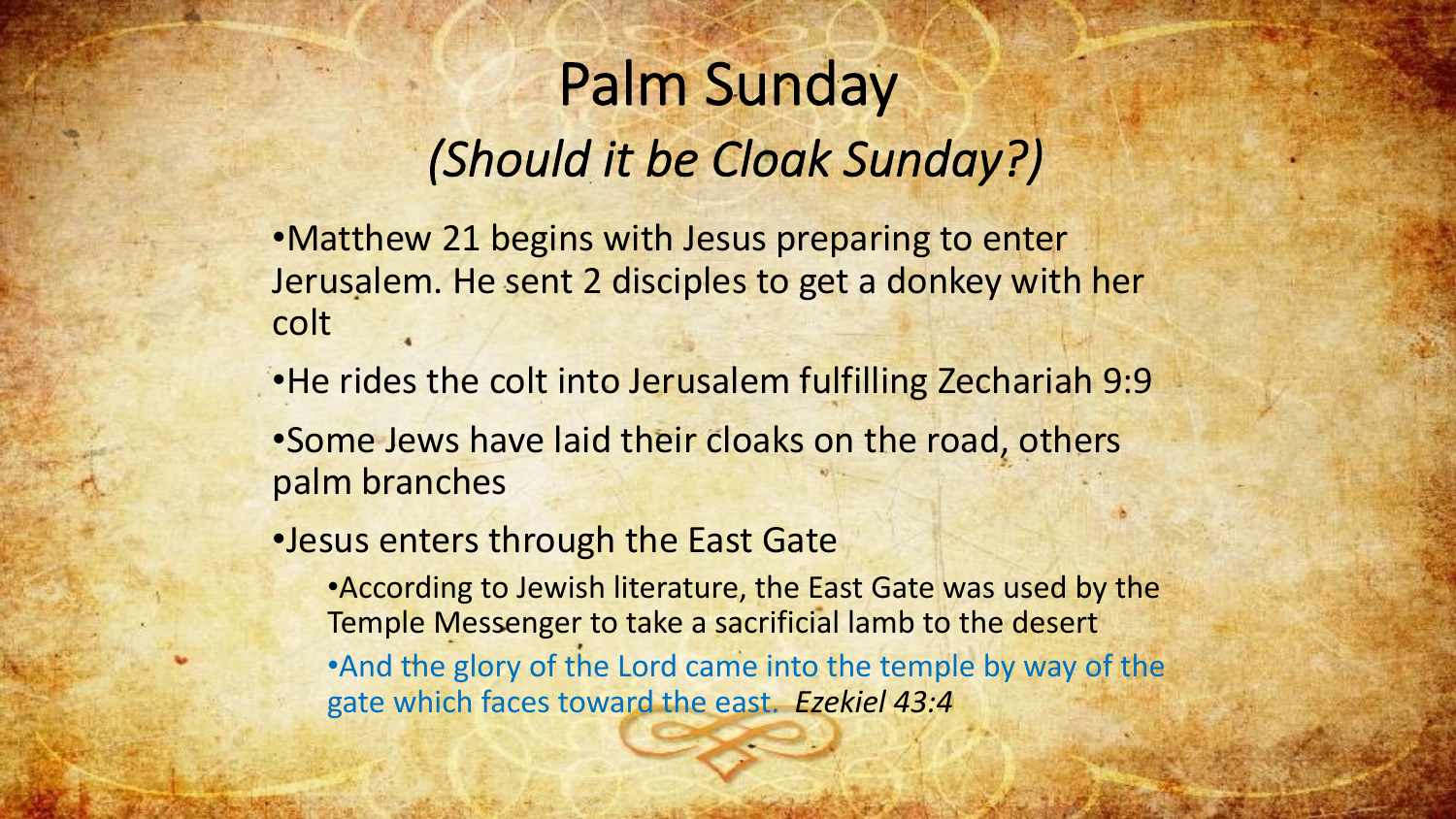# Palm Sunday

## *(Should it be Cloak Sunday?)*

- Matthew 21 begins with Jesus preparing to enter Jerusalem. He sent 2 disciples to get a donkey with her colt
- He rides the colt into Jerusalem fulfilling Zechariah 9:9
- Some Jews have laid their cloaks on the road, others palm branches
- Jesus enters through the East Gate
  - According to Jewish literature, the East Gate was used by the Temple Messenger to take a sacrificial lamb to the desert
  - And the glory of the Lord came into the temple by way of the gate which faces toward the east. *Ezekiel 43:4*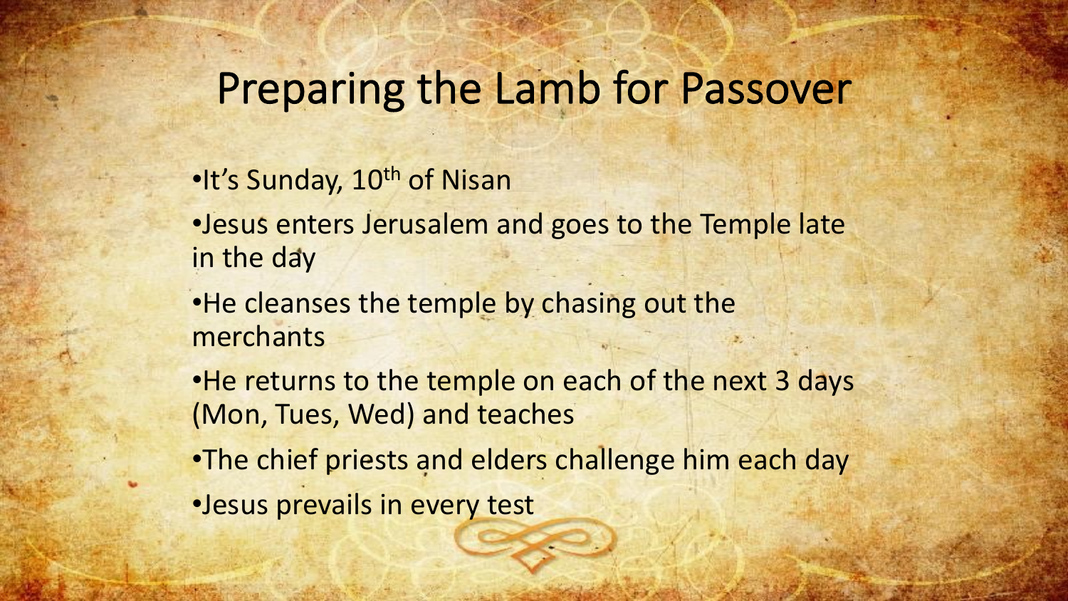# Preparing the Lamb for Passover

- It's Sunday, 10th of Nisan
- Jesus enters Jerusalem and goes to the Temple late in the day
- He cleanses the temple by chasing out the merchants
- He returns to the temple on each of the next 3 days (Mon, Tues, Wed) and teaches
- The chief priests and elders challenge him each day
- Jesus prevails in every test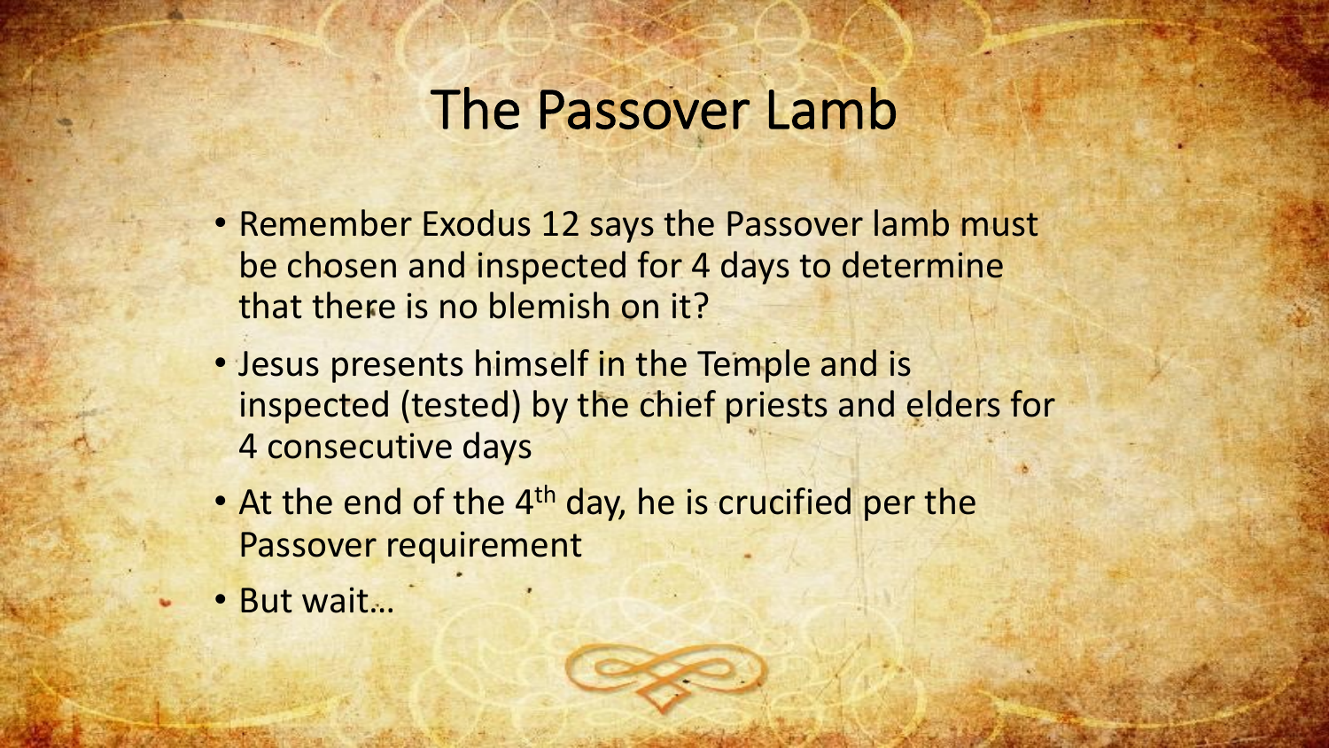# The Passover Lamb

- Remember Exodus 12 says the Passover lamb must be chosen and inspected for 4 days to determine that there is no blemish on it?
- Jesus presents himself in the Temple and is inspected (tested) by the chief priests and elders for 4 consecutive days
- At the end of the 4th day, he is crucified per the Passover requirement
- But wait…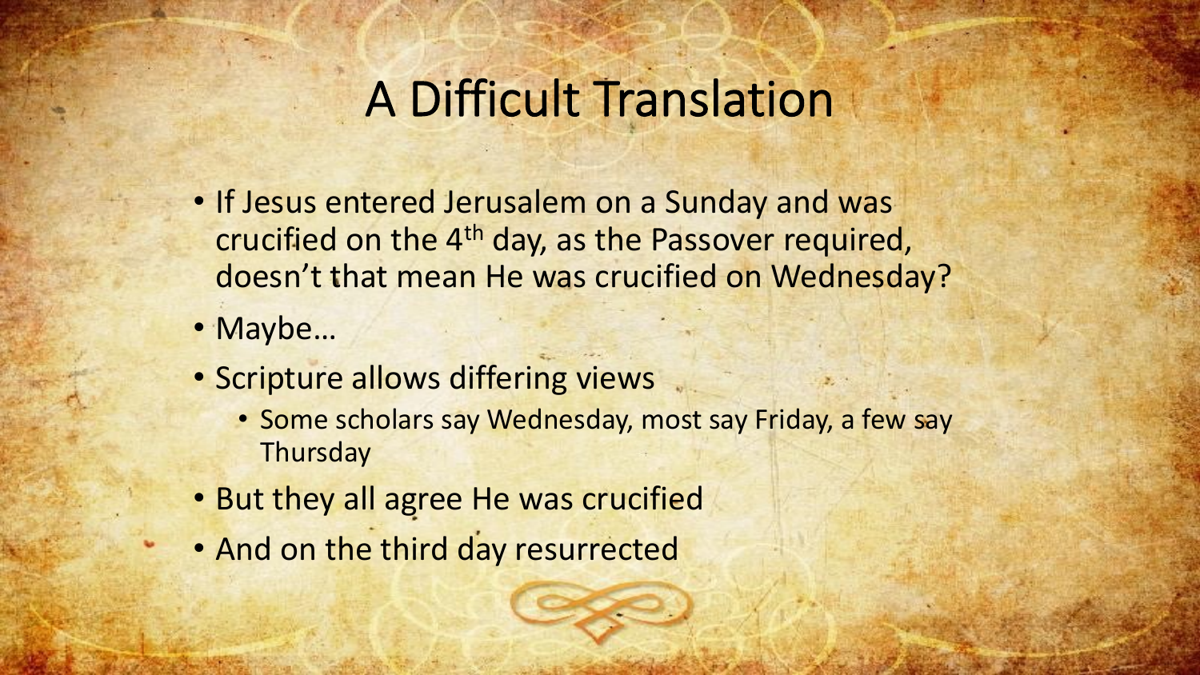# A Difficult Translation

- If Jesus entered Jerusalem on a Sunday and was crucified on the 4th day, as the Passover required, doesn't that mean He was crucified on Wednesday?
- Maybe…
- Scripture allows differing views
  - Some scholars say Wednesday, most say Friday, a few say Thursday
- But they all agree He was crucified
- And on the third day resurrected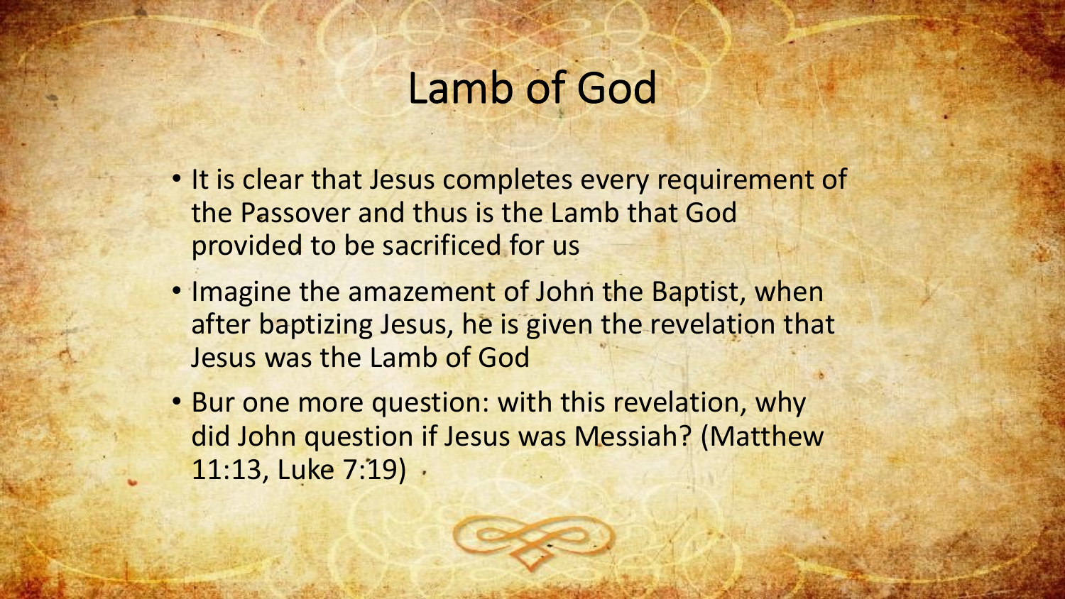# Lamb of God

- It is clear that Jesus completes every requirement of the Passover and thus is the Lamb that God provided to be sacrificed for us
- Imagine the amazement of John the Baptist, when after baptizing Jesus, he is given the revelation that Jesus was the Lamb of God
- Bur one more question: with this revelation, why did John question if Jesus was Messiah? (Matthew 11:13, Luke 7:19)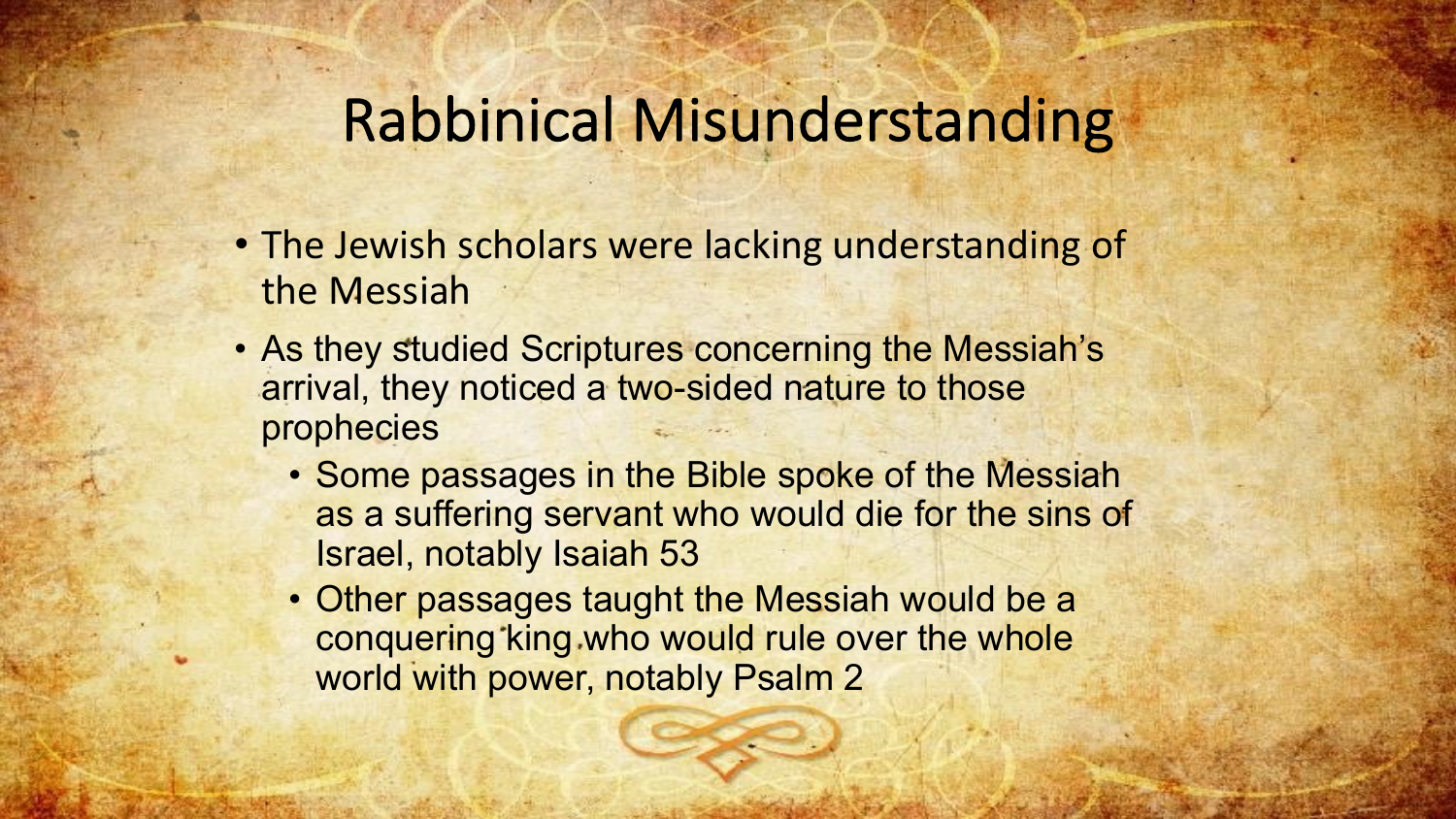# Rabbinical Misunderstanding

- The Jewish scholars were lacking understanding of the Messiah
- As they studied Scriptures concerning the Messiah's arrival, they noticed a two-sided nature to those prophecies
  - Some passages in the Bible spoke of the Messiah as a suffering servant who would die for the sins of Israel, notably Isaiah 53
  - Other passages taught the Messiah would be a conquering king who would rule over the whole world with power, notably Psalm 2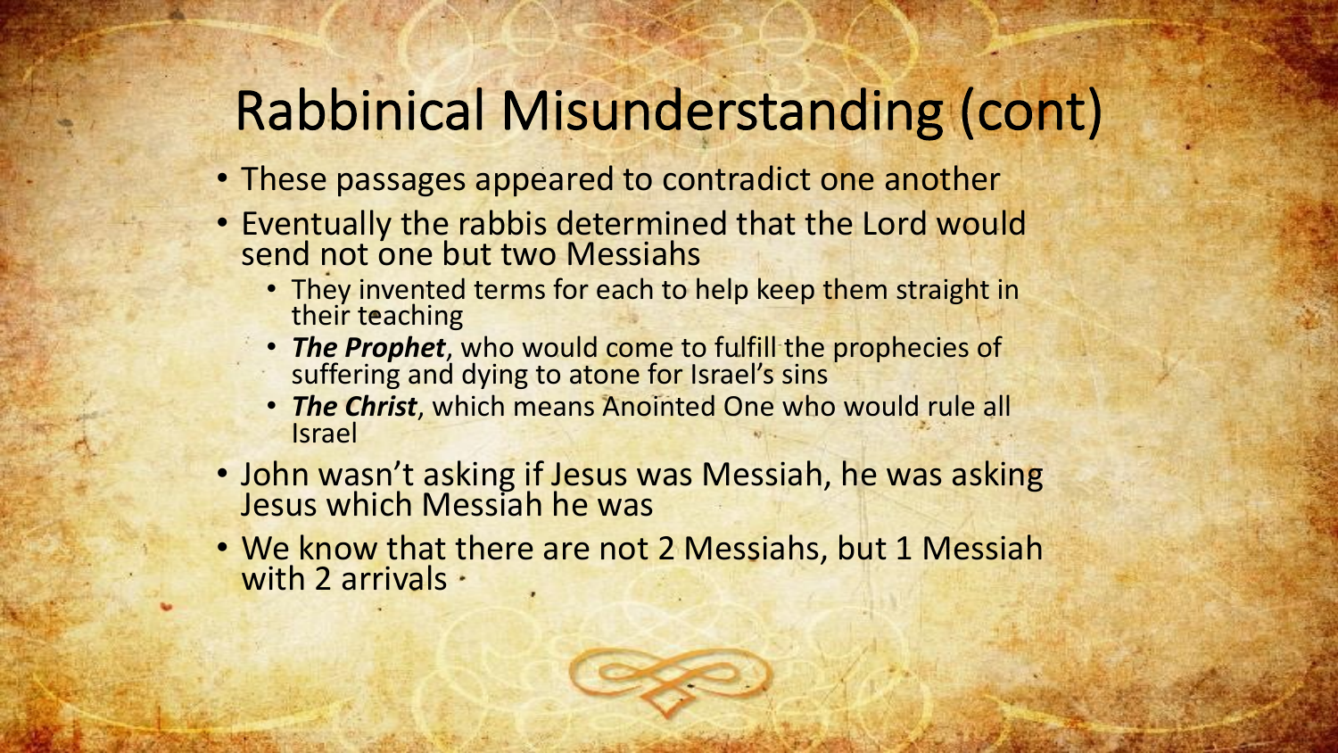# Rabbinical Misunderstanding (cont)

- These passages appeared to contradict one another
- Eventually the rabbis determined that the Lord would send not one but two Messiahs
  - They invented terms for each to help keep them straight in their teaching
  - ***The Prophet***, who would come to fulfill the prophecies of suffering and dying to atone for Israel's sins
  - ***The Christ***, which means Anointed One who would rule all Israel
- John wasn't asking if Jesus was Messiah, he was asking Jesus which Messiah he was
- We know that there are not 2 Messiahs, but 1 Messiah with 2 arrivals